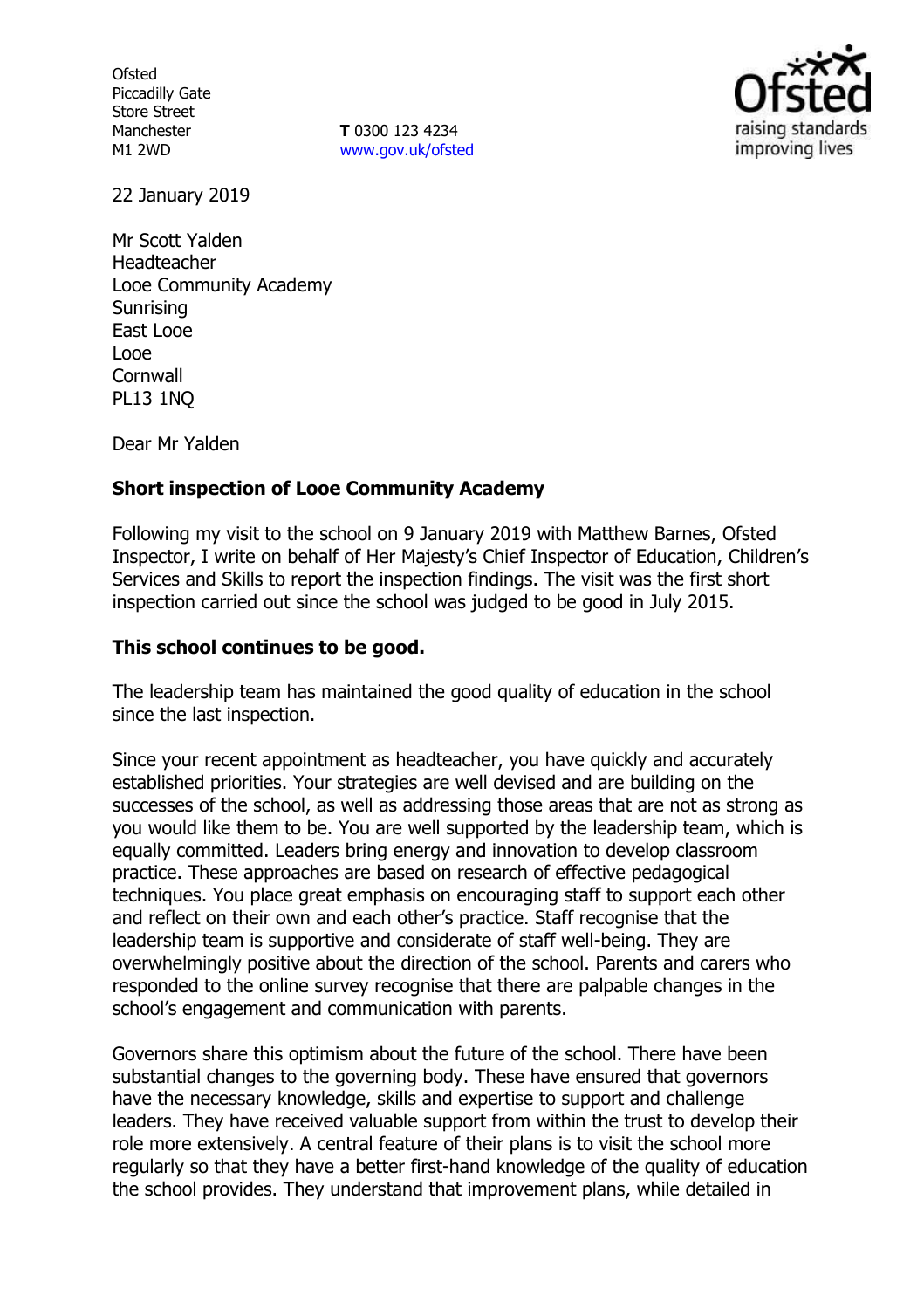Ofsted
Piccadilly Gate
Store Street
Manchester
M1 2WD

**T** 0300 123 4234
www.gov.uk/ofsted

22 January 2019

Mr Scott Yalden
Headteacher
Looe Community Academy
Sunrising
East Looe
Looe
Cornwall
PL13 1NQ

Dear Mr Yalden

**Short inspection of Looe Community Academy**

Following my visit to the school on 9 January 2019 with Matthew Barnes, Ofsted Inspector, I write on behalf of Her Majesty's Chief Inspector of Education, Children's Services and Skills to report the inspection findings. The visit was the first short inspection carried out since the school was judged to be good in July 2015.

**This school continues to be good.**

The leadership team has maintained the good quality of education in the school since the last inspection.

Since your recent appointment as headteacher, you have quickly and accurately established priorities. Your strategies are well devised and are building on the successes of the school, as well as addressing those areas that are not as strong as you would like them to be. You are well supported by the leadership team, which is equally committed. Leaders bring energy and innovation to develop classroom practice. These approaches are based on research of effective pedagogical techniques. You place great emphasis on encouraging staff to support each other and reflect on their own and each other's practice. Staff recognise that the leadership team is supportive and considerate of staff well-being. They are overwhelmingly positive about the direction of the school. Parents and carers who responded to the online survey recognise that there are palpable changes in the school's engagement and communication with parents.

Governors share this optimism about the future of the school. There have been substantial changes to the governing body. These have ensured that governors have the necessary knowledge, skills and expertise to support and challenge leaders. They have received valuable support from within the trust to develop their role more extensively. A central feature of their plans is to visit the school more regularly so that they have a better first-hand knowledge of the quality of education the school provides. They understand that improvement plans, while detailed in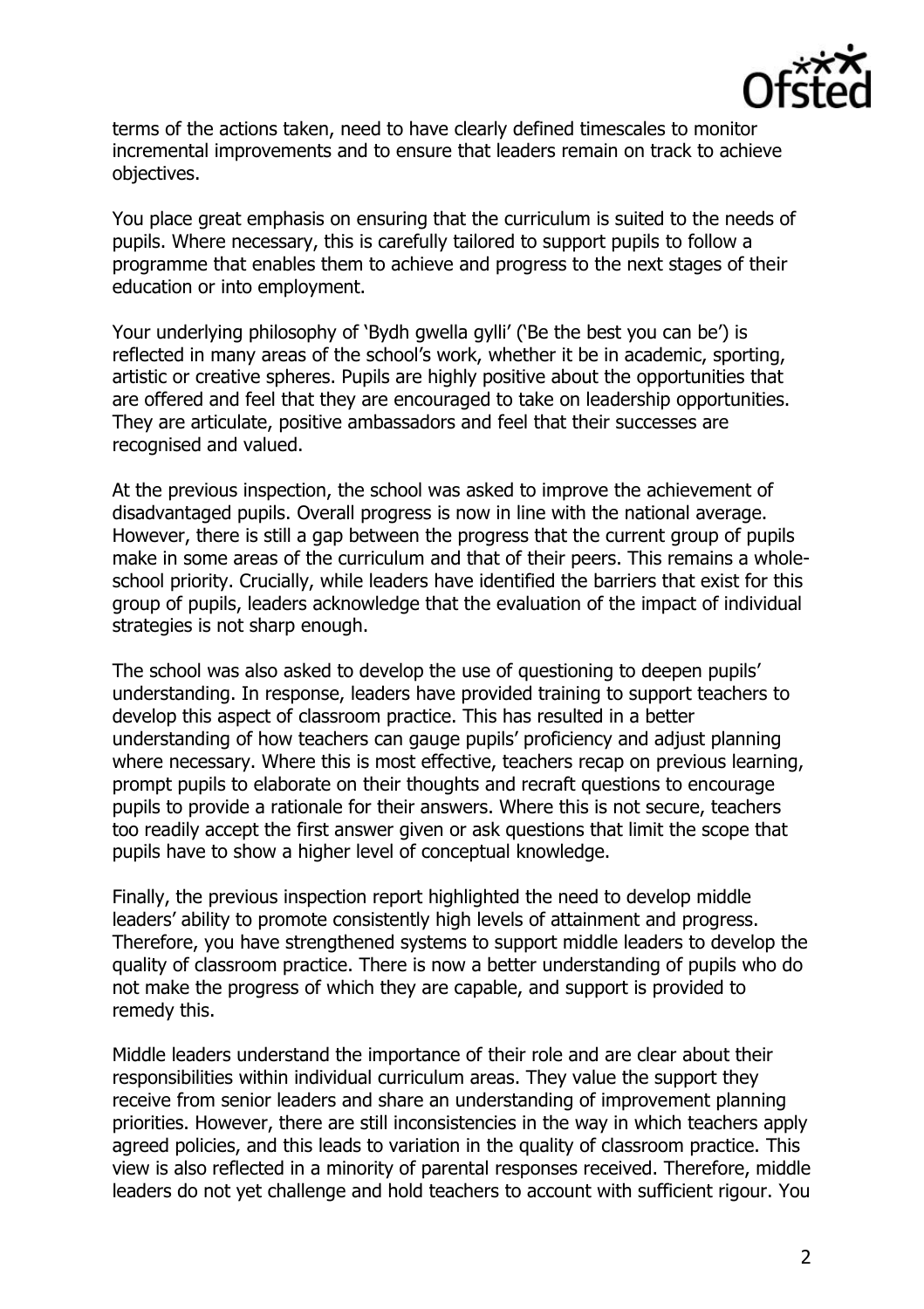terms of the actions taken, need to have clearly defined timescales to monitor incremental improvements and to ensure that leaders remain on track to achieve objectives.

You place great emphasis on ensuring that the curriculum is suited to the needs of pupils. Where necessary, this is carefully tailored to support pupils to follow a programme that enables them to achieve and progress to the next stages of their education or into employment.

Your underlying philosophy of 'Bydh gwella gylli' ('Be the best you can be') is reflected in many areas of the school's work, whether it be in academic, sporting, artistic or creative spheres. Pupils are highly positive about the opportunities that are offered and feel that they are encouraged to take on leadership opportunities. They are articulate, positive ambassadors and feel that their successes are recognised and valued.

At the previous inspection, the school was asked to improve the achievement of disadvantaged pupils. Overall progress is now in line with the national average. However, there is still a gap between the progress that the current group of pupils make in some areas of the curriculum and that of their peers. This remains a whole-school priority. Crucially, while leaders have identified the barriers that exist for this group of pupils, leaders acknowledge that the evaluation of the impact of individual strategies is not sharp enough.

The school was also asked to develop the use of questioning to deepen pupils' understanding. In response, leaders have provided training to support teachers to develop this aspect of classroom practice. This has resulted in a better understanding of how teachers can gauge pupils' proficiency and adjust planning where necessary. Where this is most effective, teachers recap on previous learning, prompt pupils to elaborate on their thoughts and recraft questions to encourage pupils to provide a rationale for their answers. Where this is not secure, teachers too readily accept the first answer given or ask questions that limit the scope that pupils have to show a higher level of conceptual knowledge.

Finally, the previous inspection report highlighted the need to develop middle leaders' ability to promote consistently high levels of attainment and progress. Therefore, you have strengthened systems to support middle leaders to develop the quality of classroom practice. There is now a better understanding of pupils who do not make the progress of which they are capable, and support is provided to remedy this.

Middle leaders understand the importance of their role and are clear about their responsibilities within individual curriculum areas. They value the support they receive from senior leaders and share an understanding of improvement planning priorities. However, there are still inconsistencies in the way in which teachers apply agreed policies, and this leads to variation in the quality of classroom practice. This view is also reflected in a minority of parental responses received. Therefore, middle leaders do not yet challenge and hold teachers to account with sufficient rigour. You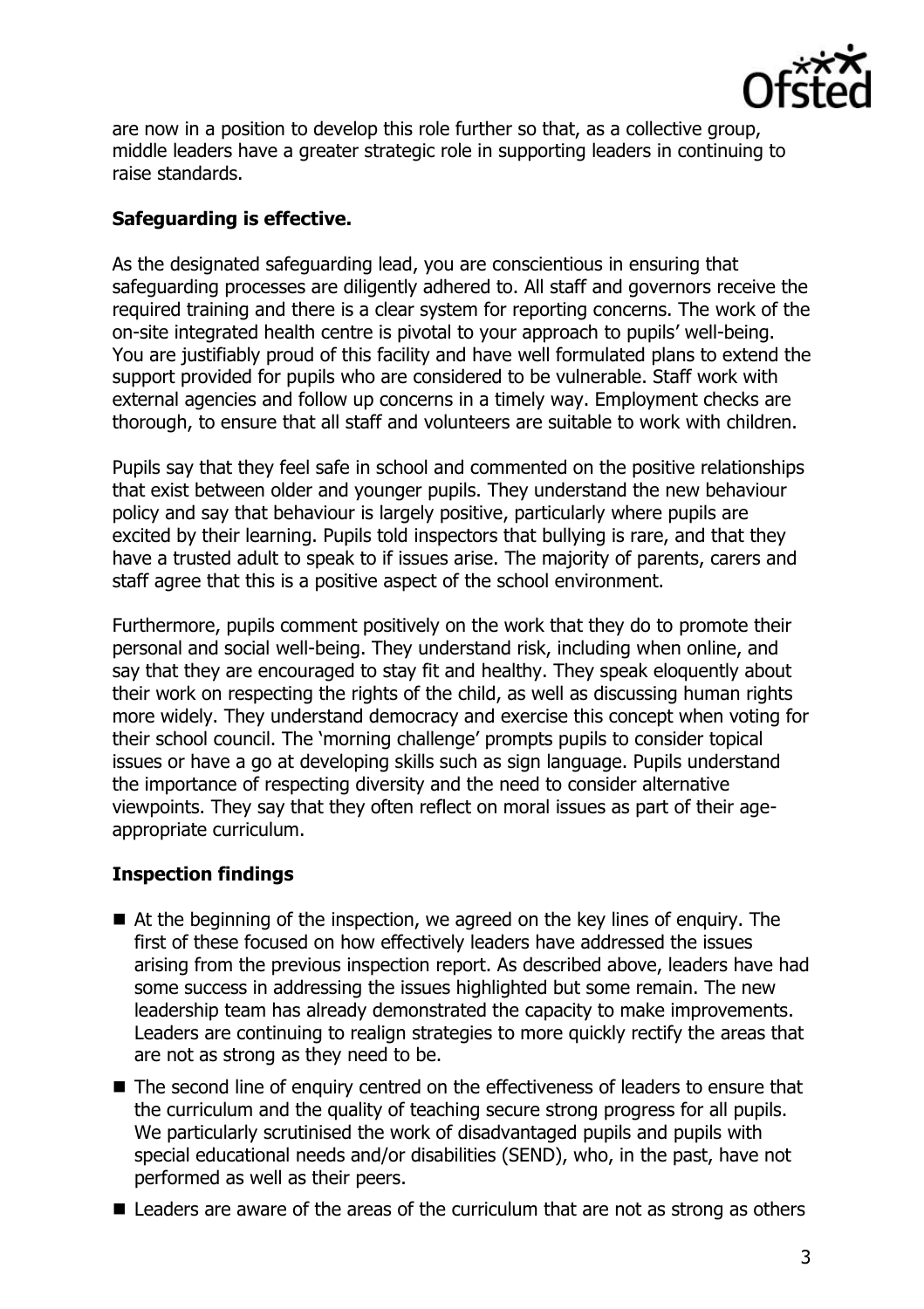are now in a position to develop this role further so that, as a collective group, middle leaders have a greater strategic role in supporting leaders in continuing to raise standards.

**Safeguarding is effective.**

As the designated safeguarding lead, you are conscientious in ensuring that safeguarding processes are diligently adhered to. All staff and governors receive the required training and there is a clear system for reporting concerns. The work of the on-site integrated health centre is pivotal to your approach to pupils' well-being. You are justifiably proud of this facility and have well formulated plans to extend the support provided for pupils who are considered to be vulnerable. Staff work with external agencies and follow up concerns in a timely way. Employment checks are thorough, to ensure that all staff and volunteers are suitable to work with children.

Pupils say that they feel safe in school and commented on the positive relationships that exist between older and younger pupils. They understand the new behaviour policy and say that behaviour is largely positive, particularly where pupils are excited by their learning. Pupils told inspectors that bullying is rare, and that they have a trusted adult to speak to if issues arise. The majority of parents, carers and staff agree that this is a positive aspect of the school environment.

Furthermore, pupils comment positively on the work that they do to promote their personal and social well-being. They understand risk, including when online, and say that they are encouraged to stay fit and healthy. They speak eloquently about their work on respecting the rights of the child, as well as discussing human rights more widely. They understand democracy and exercise this concept when voting for their school council. The 'morning challenge' prompts pupils to consider topical issues or have a go at developing skills such as sign language. Pupils understand the importance of respecting diversity and the need to consider alternative viewpoints. They say that they often reflect on moral issues as part of their age-appropriate curriculum.

**Inspection findings**

- At the beginning of the inspection, we agreed on the key lines of enquiry. The first of these focused on how effectively leaders have addressed the issues arising from the previous inspection report. As described above, leaders have had some success in addressing the issues highlighted but some remain. The new leadership team has already demonstrated the capacity to make improvements. Leaders are continuing to realign strategies to more quickly rectify the areas that are not as strong as they need to be.
- The second line of enquiry centred on the effectiveness of leaders to ensure that the curriculum and the quality of teaching secure strong progress for all pupils. We particularly scrutinised the work of disadvantaged pupils and pupils with special educational needs and/or disabilities (SEND), who, in the past, have not performed as well as their peers.
- Leaders are aware of the areas of the curriculum that are not as strong as others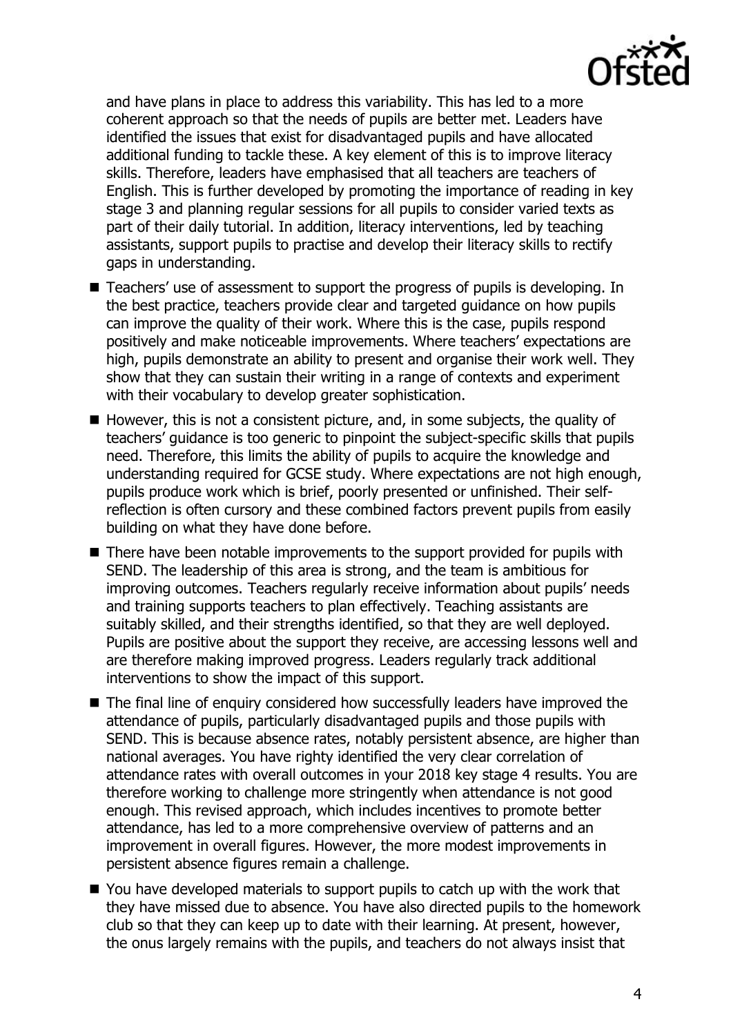and have plans in place to address this variability. This has led to a more coherent approach so that the needs of pupils are better met. Leaders have identified the issues that exist for disadvantaged pupils and have allocated additional funding to tackle these. A key element of this is to improve literacy skills. Therefore, leaders have emphasised that all teachers are teachers of English. This is further developed by promoting the importance of reading in key stage 3 and planning regular sessions for all pupils to consider varied texts as part of their daily tutorial. In addition, literacy interventions, led by teaching assistants, support pupils to practise and develop their literacy skills to rectify gaps in understanding.

- Teachers' use of assessment to support the progress of pupils is developing. In the best practice, teachers provide clear and targeted guidance on how pupils can improve the quality of their work. Where this is the case, pupils respond positively and make noticeable improvements. Where teachers' expectations are high, pupils demonstrate an ability to present and organise their work well. They show that they can sustain their writing in a range of contexts and experiment with their vocabulary to develop greater sophistication.
- However, this is not a consistent picture, and, in some subjects, the quality of teachers' guidance is too generic to pinpoint the subject-specific skills that pupils need. Therefore, this limits the ability of pupils to acquire the knowledge and understanding required for GCSE study. Where expectations are not high enough, pupils produce work which is brief, poorly presented or unfinished. Their self-reflection is often cursory and these combined factors prevent pupils from easily building on what they have done before.
- There have been notable improvements to the support provided for pupils with SEND. The leadership of this area is strong, and the team is ambitious for improving outcomes. Teachers regularly receive information about pupils' needs and training supports teachers to plan effectively. Teaching assistants are suitably skilled, and their strengths identified, so that they are well deployed. Pupils are positive about the support they receive, are accessing lessons well and are therefore making improved progress. Leaders regularly track additional interventions to show the impact of this support.
- The final line of enquiry considered how successfully leaders have improved the attendance of pupils, particularly disadvantaged pupils and those pupils with SEND. This is because absence rates, notably persistent absence, are higher than national averages. You have righty identified the very clear correlation of attendance rates with overall outcomes in your 2018 key stage 4 results. You are therefore working to challenge more stringently when attendance is not good enough. This revised approach, which includes incentives to promote better attendance, has led to a more comprehensive overview of patterns and an improvement in overall figures. However, the more modest improvements in persistent absence figures remain a challenge.
- You have developed materials to support pupils to catch up with the work that they have missed due to absence. You have also directed pupils to the homework club so that they can keep up to date with their learning. At present, however, the onus largely remains with the pupils, and teachers do not always insist that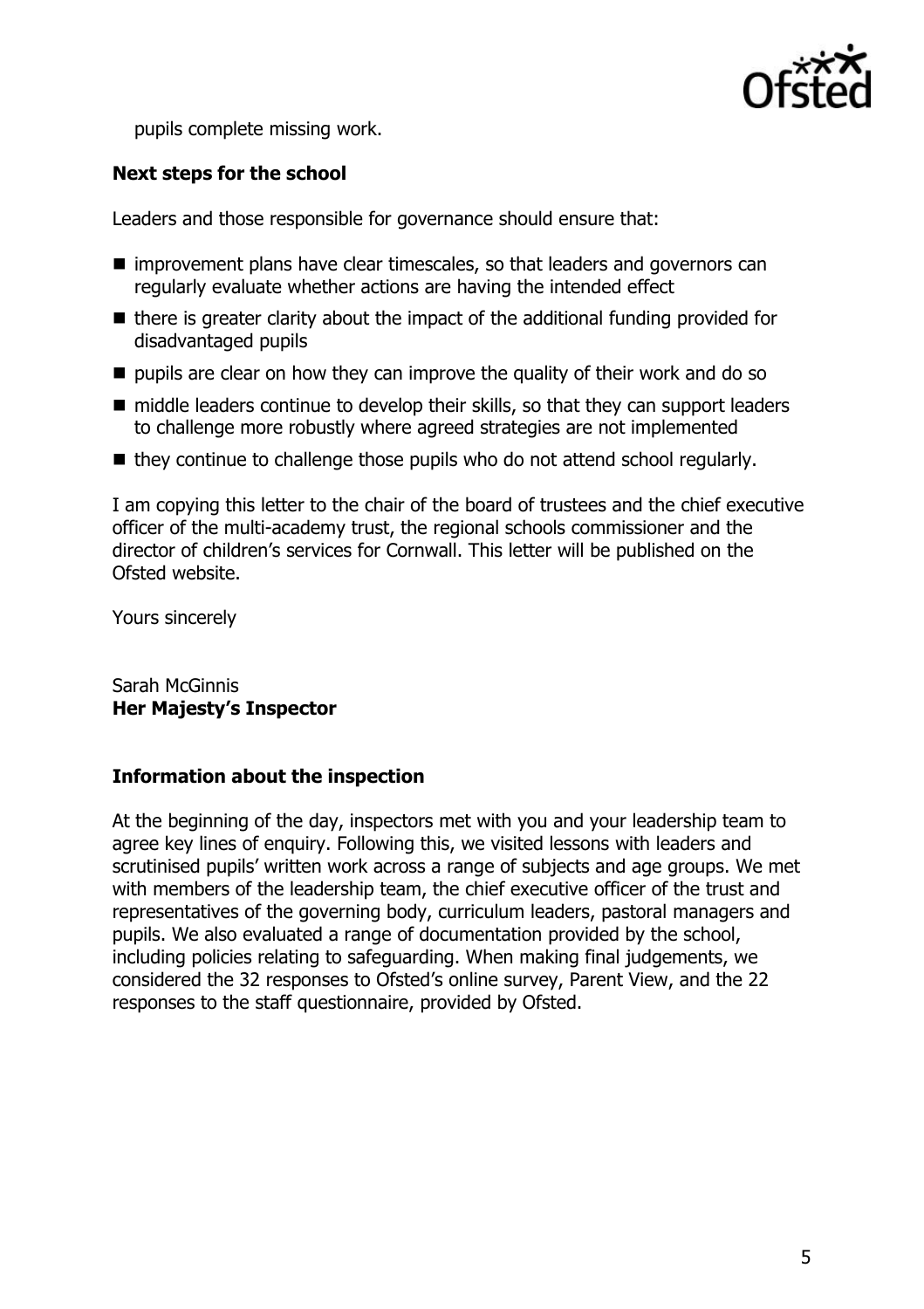pupils complete missing work.

**Next steps for the school**

Leaders and those responsible for governance should ensure that:

- improvement plans have clear timescales, so that leaders and governors can regularly evaluate whether actions are having the intended effect
- there is greater clarity about the impact of the additional funding provided for disadvantaged pupils
- pupils are clear on how they can improve the quality of their work and do so
- middle leaders continue to develop their skills, so that they can support leaders to challenge more robustly where agreed strategies are not implemented
- they continue to challenge those pupils who do not attend school regularly.

I am copying this letter to the chair of the board of trustees and the chief executive officer of the multi-academy trust, the regional schools commissioner and the director of children's services for Cornwall. This letter will be published on the Ofsted website.

Yours sincerely

Sarah McGinnis
**Her Majesty's Inspector**

**Information about the inspection**

At the beginning of the day, inspectors met with you and your leadership team to agree key lines of enquiry. Following this, we visited lessons with leaders and scrutinised pupils' written work across a range of subjects and age groups. We met with members of the leadership team, the chief executive officer of the trust and representatives of the governing body, curriculum leaders, pastoral managers and pupils. We also evaluated a range of documentation provided by the school, including policies relating to safeguarding. When making final judgements, we considered the 32 responses to Ofsted's online survey, Parent View, and the 22 responses to the staff questionnaire, provided by Ofsted.